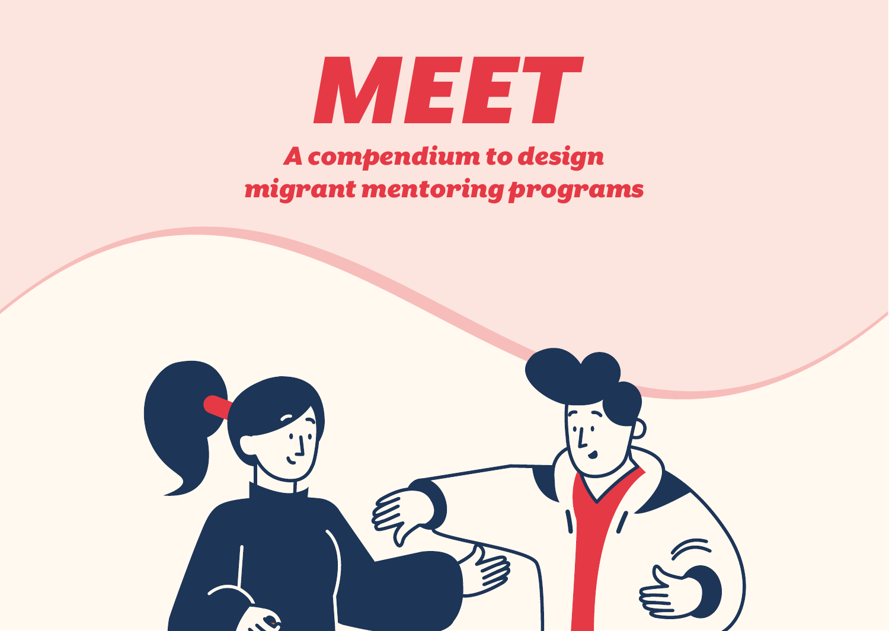# MEET

## A compendium to design migrant mentoring programs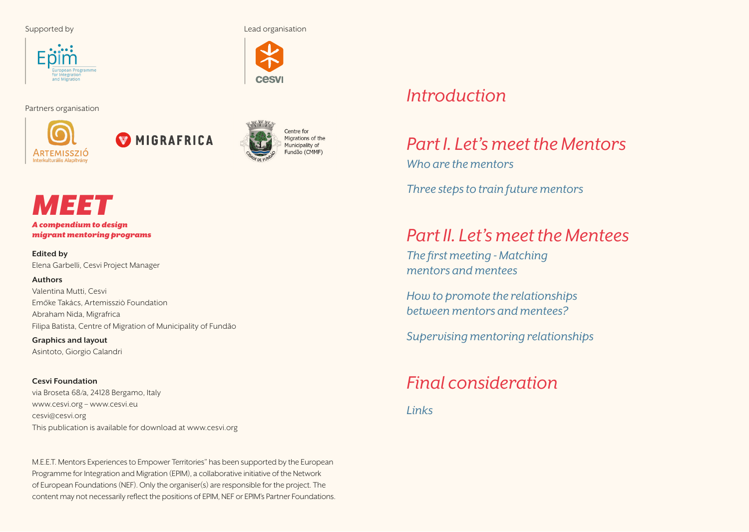Supported by

Epim — European Programme for Integration and Migration

Lead organisation

cesvi

Partners organisation

Artemisszió Interkulturális Alapítvány

MIGRAFRICA

Centre for Migrations of the Municipality of Fundão (CMMF)

# *MEET*

***A compendium to design migrant mentoring programs***

**Edited by**
Elena Garbelli, Cesvi Project Manager

**Authors**
Valentina Mutti, Cesvi
Emőke Takács, Artemisszió Foundation
Abraham Nida, Migrafrica
Filipa Batista, Centre of Migration of Municipality of Fundão

**Graphics and layout**
Asintoto, Giorgio Calandri

**Cesvi Foundation**
via Broseta 68/a, 24128 Bergamo, Italy
www.cesvi.org – www.cesvi.eu
cesvi@cesvi.org
This publication is available for download at www.cesvi.org

M.E.E.T. Mentors Experiences to Empower Territories" has been supported by the European Programme for Integration and Migration (EPIM), a collaborative initiative of the Network of European Foundations (NEF). Only the organiser(s) are responsible for the project. The content may not necessarily reflect the positions of EPIM, NEF or EPIM's Partner Foundations.

## *Introduction*

## *Part I. Let's meet the Mentors*

*Who are the mentors*

*Three steps to train future mentors*

## *Part II. Let's meet the Mentees*

*The first meeting - Matching mentors and mentees*

*How to promote the relationships between mentors and mentees?*

*Supervising mentoring relationships*

## *Final consideration*

*Links*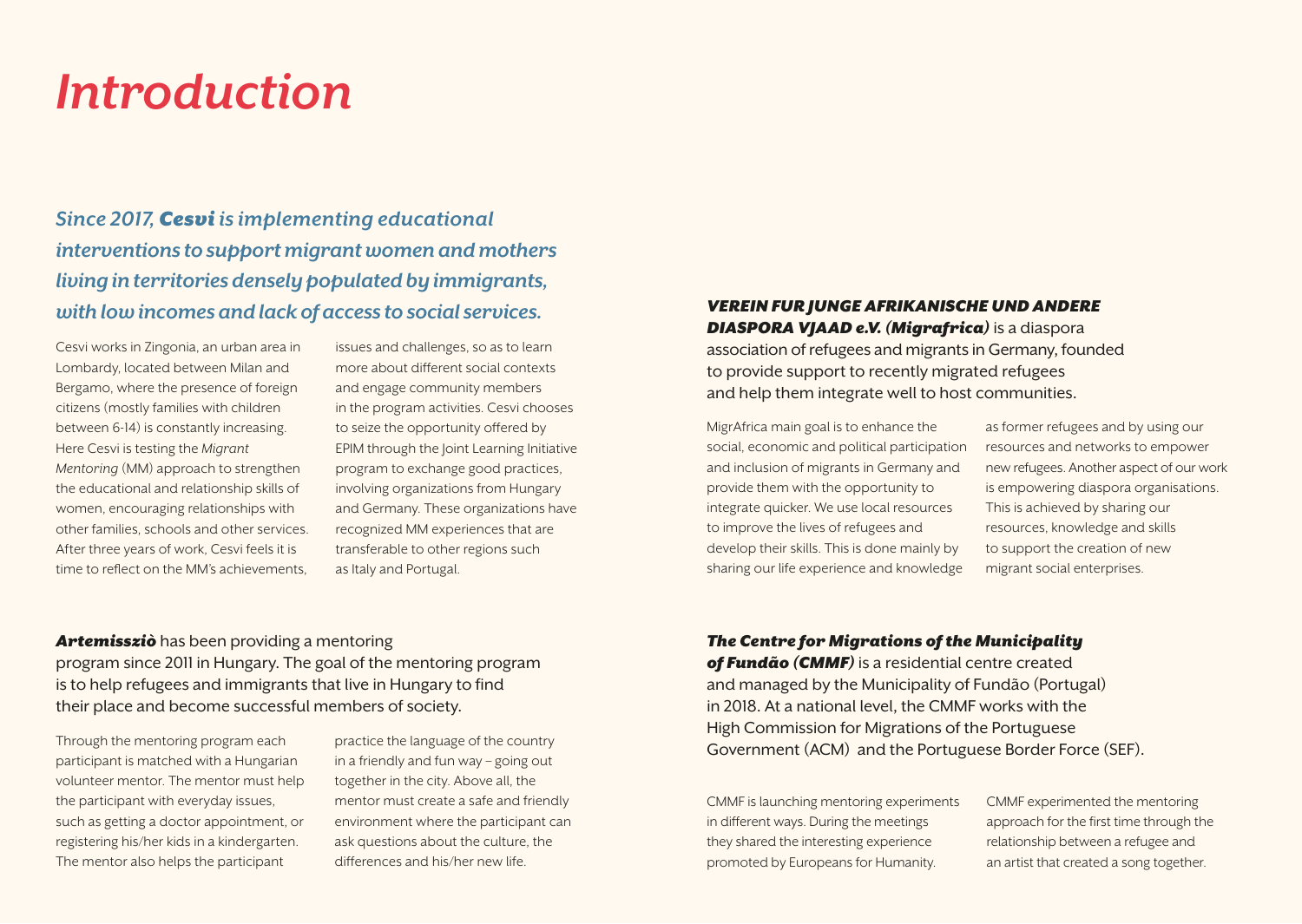# Introduction

## *Since 2017, **Cesvi** is implementing educational interventions to support migrant women and mothers living in territories densely populated by immigrants, with low incomes and lack of access to social services.*

Cesvi works in Zingonia, an urban area in Lombardy, located between Milan and Bergamo, where the presence of foreign citizens (mostly families with children between 6-14) is constantly increasing. Here Cesvi is testing the *Migrant Mentoring* (MM) approach to strengthen the educational and relationship skills of women, encouraging relationships with other families, schools and other services. After three years of work, Cesvi feels it is time to reflect on the MM's achievements, issues and challenges, so as to learn more about different social contexts and engage community members in the program activities. Cesvi chooses to seize the opportunity offered by EPIM through the Joint Learning Initiative program to exchange good practices, involving organizations from Hungary and Germany. These organizations have recognized MM experiences that are transferable to other regions such as Italy and Portugal.

***Artemisszió*** has been providing a mentoring program since 2011 in Hungary. The goal of the mentoring program is to help refugees and immigrants that live in Hungary to find their place and become successful members of society.

Through the mentoring program each participant is matched with a Hungarian volunteer mentor. The mentor must help the participant with everyday issues, such as getting a doctor appointment, or registering his/her kids in a kindergarten. The mentor also helps the participant practice the language of the country in a friendly and fun way – going out together in the city. Above all, the mentor must create a safe and friendly environment where the participant can ask questions about the culture, the differences and his/her new life.

***VEREIN FUR JUNGE AFRIKANISCHE UND ANDERE DIASPORA VJAAD e.V. (Migrafrica)*** is a diaspora association of refugees and migrants in Germany, founded to provide support to recently migrated refugees and help them integrate well to host communities.

MigrAfrica main goal is to enhance the social, economic and political participation and inclusion of migrants in Germany and provide them with the opportunity to integrate quicker. We use local resources to improve the lives of refugees and develop their skills. This is done mainly by sharing our life experience and knowledge as former refugees and by using our resources and networks to empower new refugees. Another aspect of our work is empowering diaspora organisations. This is achieved by sharing our resources, knowledge and skills to support the creation of new migrant social enterprises.

***The Centre for Migrations of the Municipality of Fundão (CMMF)*** is a residential centre created and managed by the Municipality of Fundão (Portugal) in 2018. At a national level, the CMMF works with the High Commission for Migrations of the Portuguese Government (ACM) and the Portuguese Border Force (SEF).

CMMF is launching mentoring experiments in different ways. During the meetings they shared the interesting experience promoted by Europeans for Humanity. CMMF experimented the mentoring approach for the first time through the relationship between a refugee and an artist that created a song together.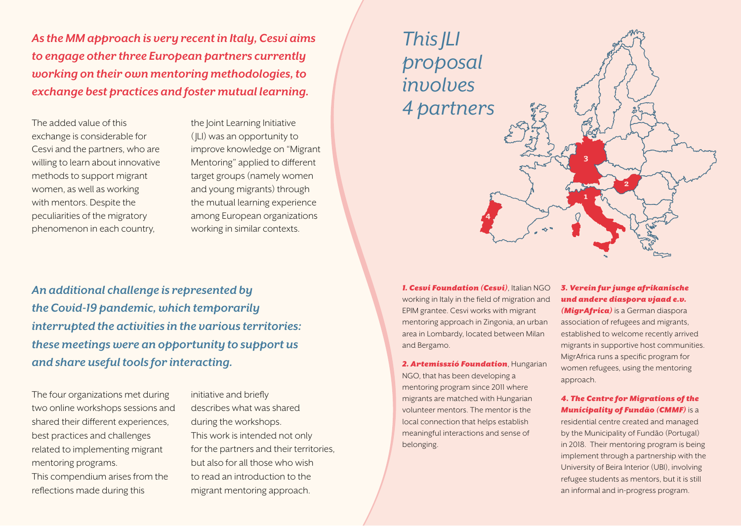*As the MM approach is very recent in Italy, Cesvi aims to engage other three European partners currently working on their own mentoring methodologies, to exchange best practices and foster mutual learning.*

The added value of this exchange is considerable for Cesvi and the partners, who are willing to learn about innovative methods to support migrant women, as well as working with mentors. Despite the peculiarities of the migratory phenomenon in each country, the Joint Learning Initiative (JLI) was an opportunity to improve knowledge on "Migrant Mentoring" applied to different target groups (namely women and young migrants) through the mutual learning experience among European organizations working in similar contexts.

*An additional challenge is represented by the Covid-19 pandemic, which temporarily interrupted the activities in the various territories: these meetings were an opportunity to support us and share useful tools for interacting.*

The four organizations met during two online workshops sessions and shared their different experiences, best practices and challenges related to implementing migrant mentoring programs.
This compendium arises from the reflections made during this initiative and briefly describes what was shared during the workshops.
This work is intended not only for the partners and their territories, but also for all those who wish to read an introduction to the migrant mentoring approach.

# *This JLI proposal involves 4 partners*

***1. Cesvi Foundation (Cesvi)***, Italian NGO working in Italy in the field of migration and EPIM grantee. Cesvi works with migrant mentoring approach in Zingonia, an urban area in Lombardy, located between Milan and Bergamo.

***2. Artemisszió Foundation***, Hungarian NGO, that has been developing a mentoring program since 2011 where migrants are matched with Hungarian volunteer mentors. The mentor is the local connection that helps establish meaningful interactions and sense of belonging.

***3. Verein fur junge afrikanische und andere diaspora vjaad e.v. (MigrAfrica)*** is a German diaspora association of refugees and migrants, established to welcome recently arrived migrants in supportive host communities. MigrAfrica runs a specific program for women refugees, using the mentoring approach.

***4. The Centre for Migrations of the Municipality of Fundão (CMMF)*** is a residential centre created and managed by the Municipality of Fundão (Portugal) in 2018. Their mentoring program is being implement through a partnership with the University of Beira Interior (UBI), involving refugee students as mentors, but it is still an informal and in-progress program.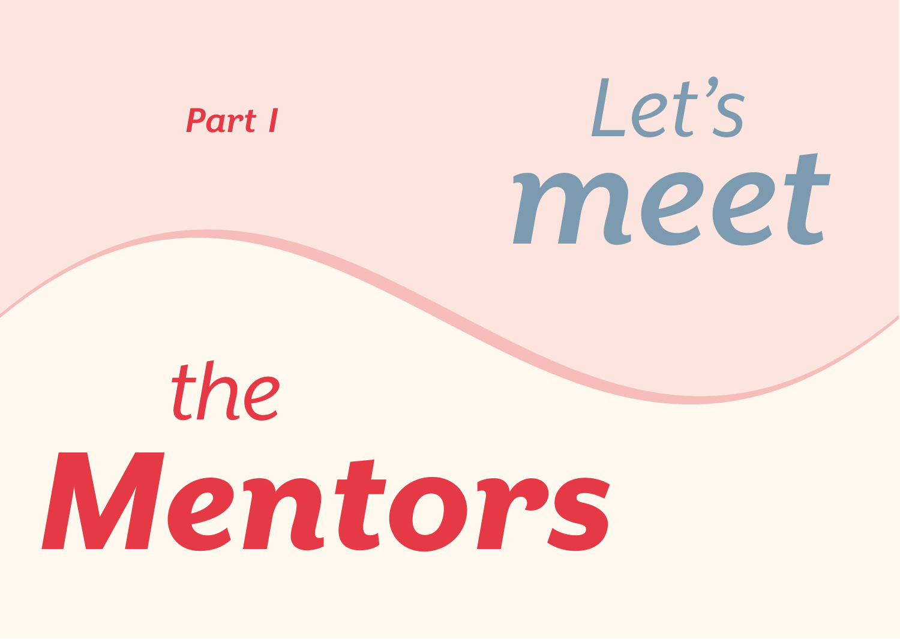Part I

# Let's *meet* the Mentors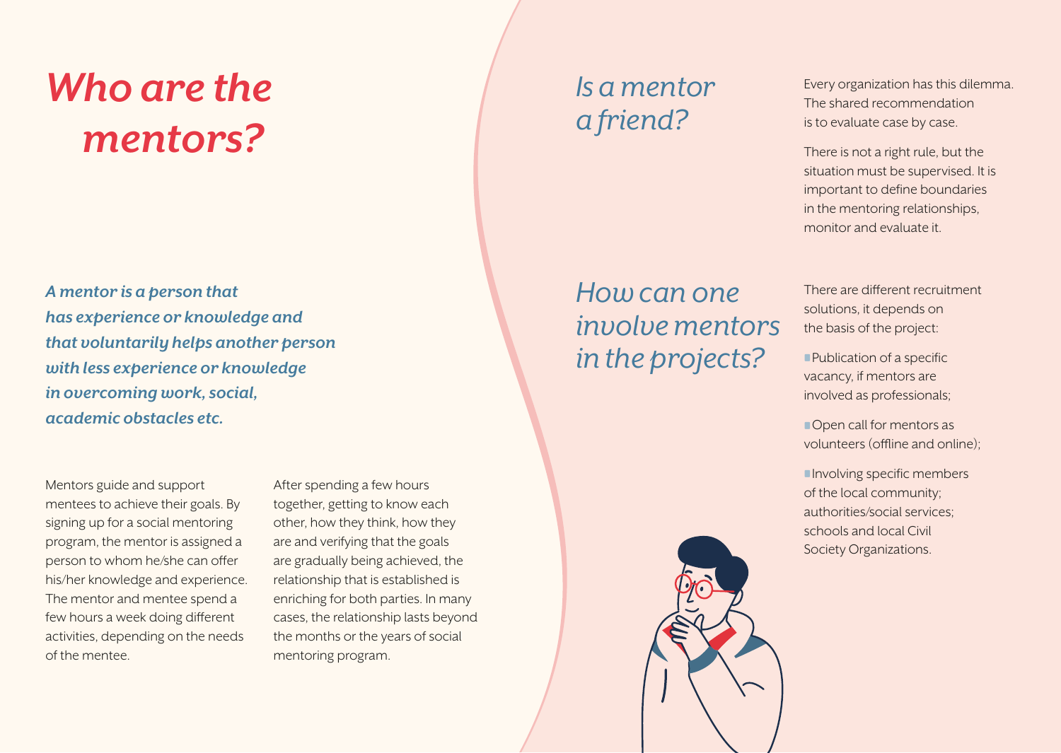# *Who are the mentors?*

***A mentor is a person that has experience or knowledge and that voluntarily helps another person with less experience or knowledge in overcoming work, social, academic obstacles etc.***

Mentors guide and support mentees to achieve their goals. By signing up for a social mentoring program, the mentor is assigned a person to whom he/she can offer his/her knowledge and experience. The mentor and mentee spend a few hours a week doing different activities, depending on the needs of the mentee.

After spending a few hours together, getting to know each other, how they think, how they are and verifying that the goals are gradually being achieved, the relationship that is established is enriching for both parties. In many cases, the relationship lasts beyond the months or the years of social mentoring program.

## *Is a mentor a friend?*

Every organization has this dilemma. The shared recommendation is to evaluate case by case.

There is not a right rule, but the situation must be supervised. It is important to define boundaries in the mentoring relationships, monitor and evaluate it.

## *How can one involve mentors in the projects?*

There are different recruitment solutions, it depends on the basis of the project:

- Publication of a specific vacancy, if mentors are involved as professionals;
- Open call for mentors as volunteers (offline and online);
- Involving specific members of the local community; authorities/social services; schools and local Civil Society Organizations.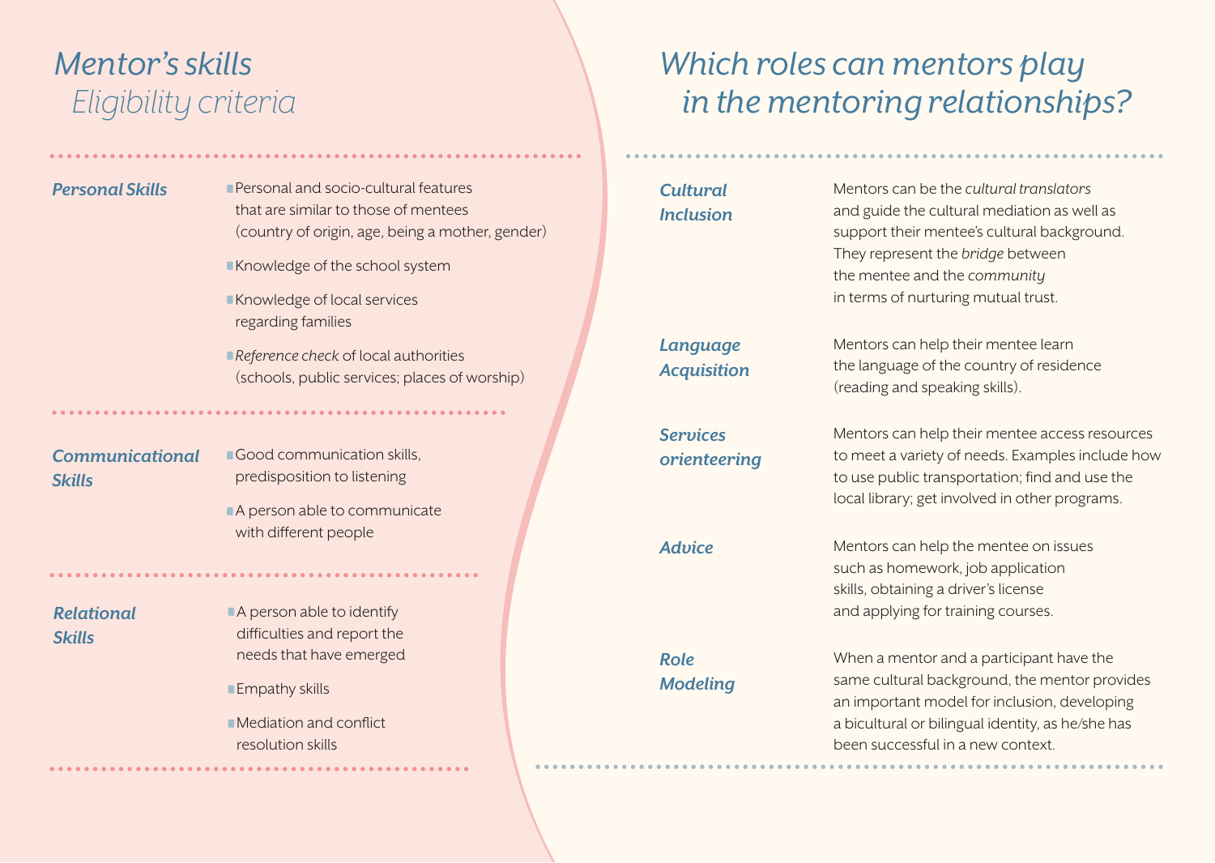# *Mentor's skills*
## *Eligibility criteria*

### *Personal Skills*

- Personal and socio-cultural features that are similar to those of mentees (country of origin, age, being a mother, gender)
- Knowledge of the school system
- Knowledge of local services regarding families
- *Reference check* of local authorities (schools, public services; places of worship)

### *Communicational Skills*

- Good communication skills, predisposition to listening
- A person able to communicate with different people

### *Relational Skills*

- A person able to identify difficulties and report the needs that have emerged
- Empathy skills
- Mediation and conflict resolution skills

# *Which roles can mentors play in the mentoring relationships?*

***Cultural Inclusion***

Mentors can be the *cultural translators* and guide the cultural mediation as well as support their mentee's cultural background. They represent the *bridge* between the mentee and the *community* in terms of nurturing mutual trust.

***Language Acquisition***

Mentors can help their mentee learn the language of the country of residence (reading and speaking skills).

***Services orienteering***

Mentors can help their mentee access resources to meet a variety of needs. Examples include how to use public transportation; find and use the local library; get involved in other programs.

***Advice***

Mentors can help the mentee on issues such as homework, job application skills, obtaining a driver's license and applying for training courses.

***Role Modeling***

When a mentor and a participant have the same cultural background, the mentor provides an important model for inclusion, developing a bicultural or bilingual identity, as he/she has been successful in a new context.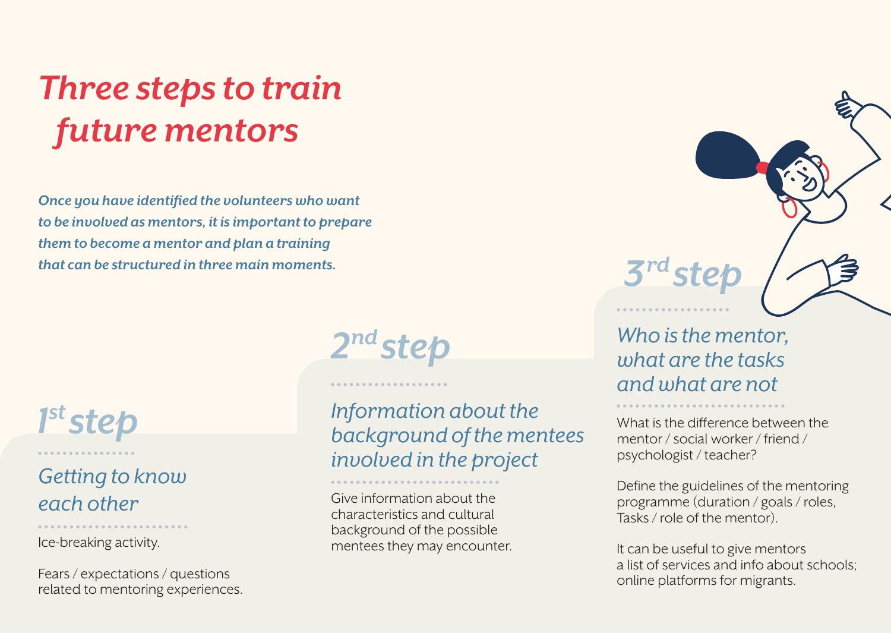# Three steps to train future mentors

*Once you have identified the volunteers who want to be involved as mentors, it is important to prepare them to become a mentor and plan a training that can be structured in three main moments.*

## 1st step

### *Getting to know each other*

Ice-breaking activity.

Fears / expectations / questions related to mentoring experiences.

## 2nd step

### *Information about the background of the mentees involved in the project*

Give information about the characteristics and cultural background of the possible mentees they may encounter.

## 3rd step

### *Who is the mentor, what are the tasks and what are not*

What is the difference between the mentor / social worker / friend / psychologist / teacher?

Define the guidelines of the mentoring programme (duration / goals / roles, Tasks / role of the mentor).

It can be useful to give mentors a list of services and info about schools; online platforms for migrants.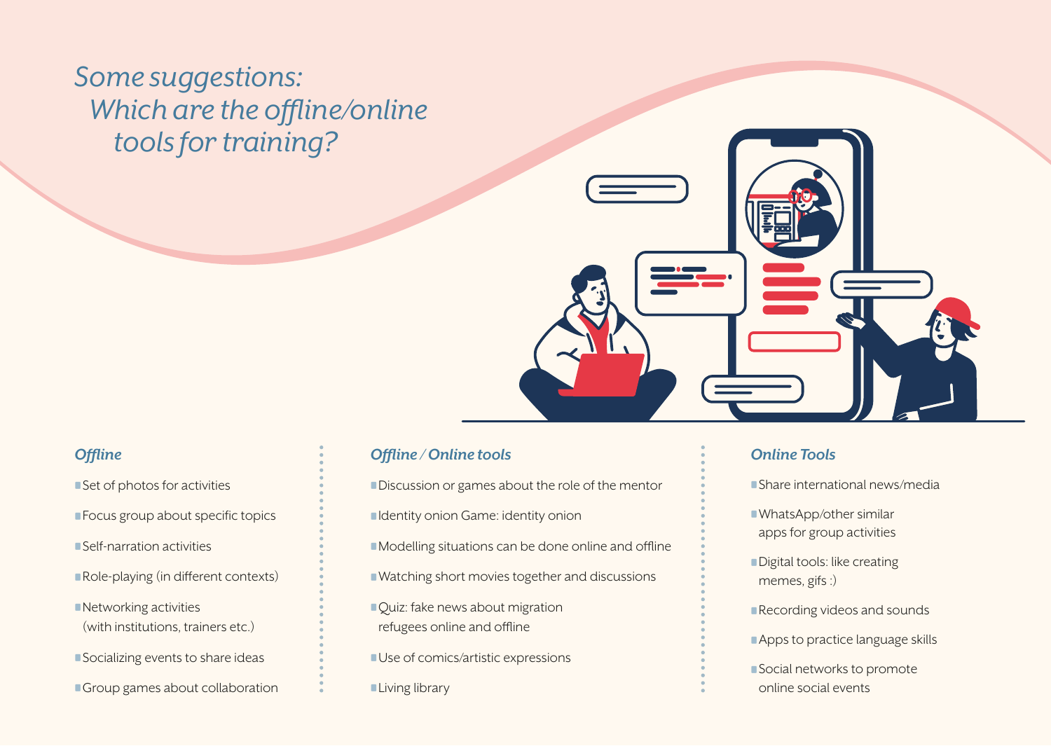# *Some suggestions: Which are the offline/online tools for training?*

### *Offline*

- Set of photos for activities
- Focus group about specific topics
- Self-narration activities
- Role-playing (in different contexts)
- Networking activities (with institutions, trainers etc.)
- Socializing events to share ideas
- Group games about collaboration

### *Offline / Online tools*

- Discussion or games about the role of the mentor
- Identity onion Game: identity onion
- Modelling situations can be done online and offline
- Watching short movies together and discussions
- Quiz: fake news about migration refugees online and offline
- Use of comics/artistic expressions
- Living library

### *Online Tools*

- Share international news/media
- WhatsApp/other similar apps for group activities
- Digital tools: like creating memes, gifs :)
- Recording videos and sounds
- Apps to practice language skills
- Social networks to promote online social events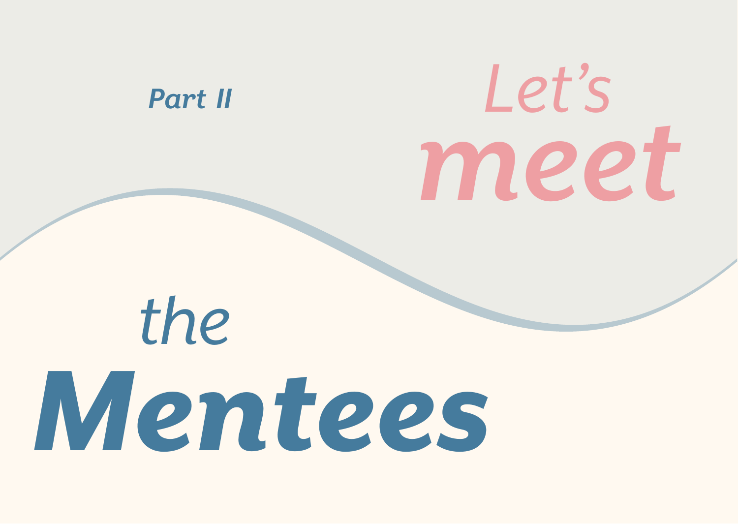Part II

# Let's *meet* the *Mentees*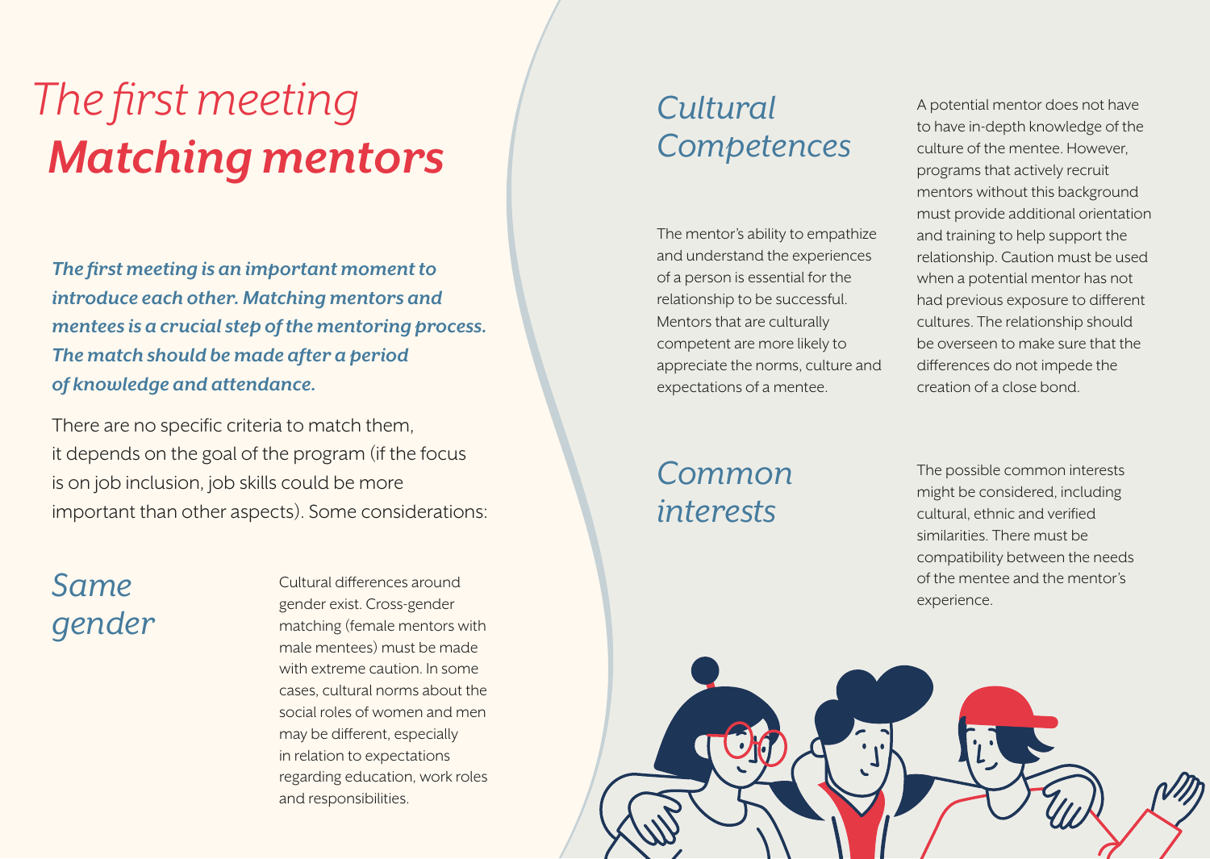# *The first meeting*
# *Matching mentors*

***The first meeting is an important moment to introduce each other. Matching mentors and mentees is a crucial step of the mentoring process. The match should be made after a period of knowledge and attendance.***

There are no specific criteria to match them, it depends on the goal of the program (if the focus is on job inclusion, job skills could be more important than other aspects). Some considerations:

## *Same gender*

Cultural differences around gender exist. Cross-gender matching (female mentors with male mentees) must be made with extreme caution. In some cases, cultural norms about the social roles of women and men may be different, especially in relation to expectations regarding education, work roles and responsibilities.

## *Cultural Competences*

The mentor's ability to empathize and understand the experiences of a person is essential for the relationship to be successful. Mentors that are culturally competent are more likely to appreciate the norms, culture and expectations of a mentee.

A potential mentor does not have to have in-depth knowledge of the culture of the mentee. However, programs that actively recruit mentors without this background must provide additional orientation and training to help support the relationship. Caution must be used when a potential mentor has not had previous exposure to different cultures. The relationship should be overseen to make sure that the differences do not impede the creation of a close bond.

## *Common interests*

The possible common interests might be considered, including cultural, ethnic and verified similarities. There must be compatibility between the needs of the mentee and the mentor's experience.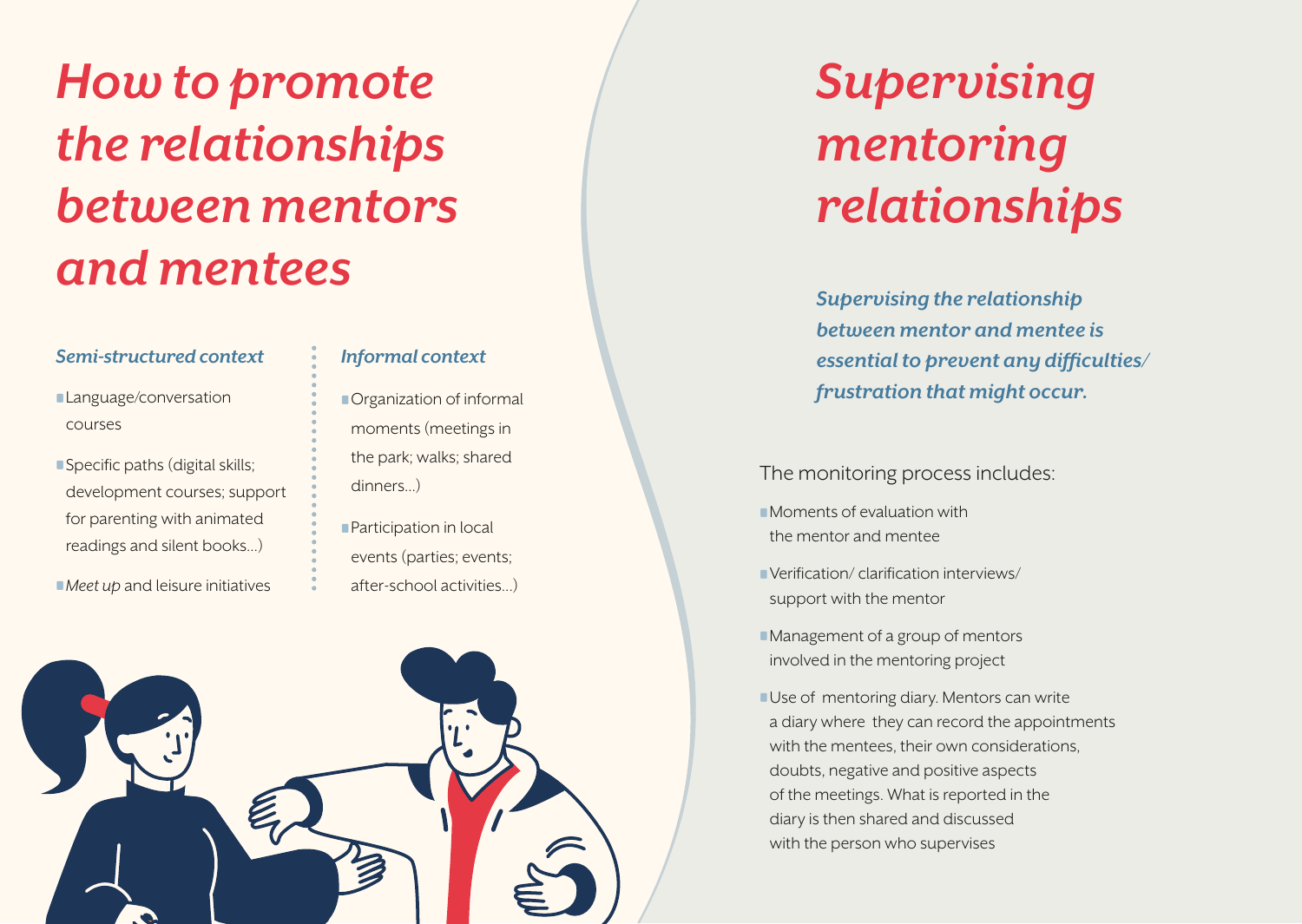# *How to promote the relationships between mentors and mentees*

### *Semi-structured context*

- Language/conversation courses
- Specific paths (digital skills; development courses; support for parenting with animated readings and silent books...)
- *Meet up* and leisure initiatives

### *Informal context*

- Organization of informal moments (meetings in the park; walks; shared dinners...)
- Participation in local events (parties; events; after-school activities...)

# *Supervising mentoring relationships*

***Supervising the relationship between mentor and mentee is essential to prevent any difficulties/ frustration that might occur.***

The monitoring process includes:

- Moments of evaluation with the mentor and mentee
- Verification/ clarification interviews/ support with the mentor
- Management of a group of mentors involved in the mentoring project
- Use of mentoring diary. Mentors can write a diary where they can record the appointments with the mentees, their own considerations, doubts, negative and positive aspects of the meetings. What is reported in the diary is then shared and discussed with the person who supervises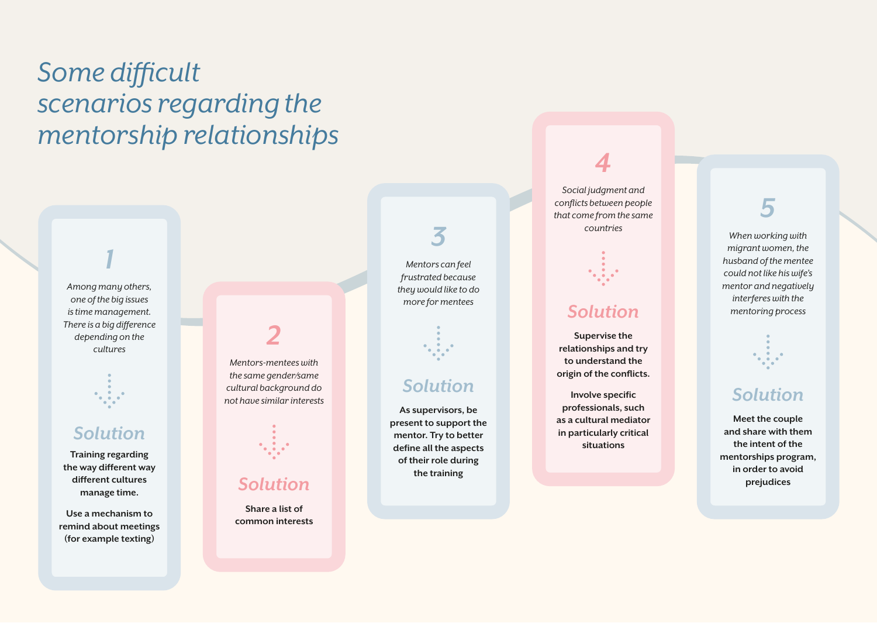# Some difficult scenarios regarding the mentorship relationships

## 1

*Among many others, one of the big issues is time management. There is a big difference depending on the cultures*

### Solution

**Training regarding the way different way different cultures manage time.**

**Use a mechanism to remind about meetings (for example texting)**

## 2

*Mentors-mentees with the same gender/same cultural background do not have similar interests*

### Solution

**Share a list of common interests**

## 3

*Mentors can feel frustrated because they would like to do more for mentees*

### Solution

**As supervisors, be present to support the mentor. Try to better define all the aspects of their role during the training**

## 4

*Social judgment and conflicts between people that come from the same countries*

### Solution

**Supervise the relationships and try to understand the origin of the conflicts.**

**Involve specific professionals, such as a cultural mediator in particularly critical situations**

## 5

*When working with migrant women, the husband of the mentee could not like his wife's mentor and negatively interferes with the mentoring process*

### Solution

**Meet the couple and share with them the intent of the mentorships program, in order to avoid prejudices**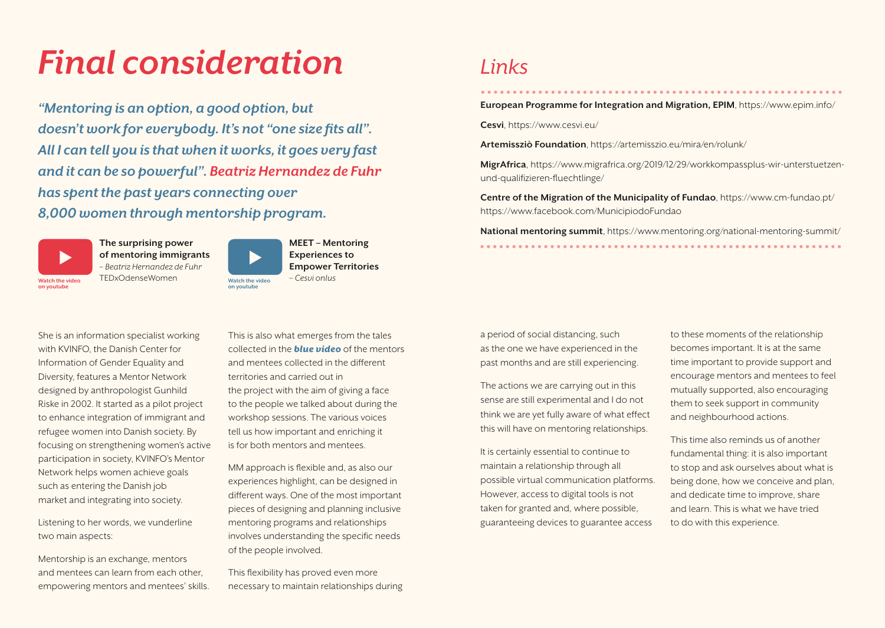# Final consideration

*"Mentoring is an option, a good option, but doesn't work for everybody. It's not "one size fits all". All I can tell you is that when it works, it goes very fast and it can be so powerful". Beatriz Hernandez de Fuhr has spent the past years connecting over 8,000 women through mentorship program.*

Watch the video on youtube

**The surprising power of mentoring immigrants**
*– Beatriz Hernandez de Fuhr*
TEDxOdenseWomen

Watch the video on youtube

**MEET – Mentoring Experiences to Empower Territories**
*– Cesvi onlus*

She is an information specialist working with KVINFO, the Danish Center for Information of Gender Equality and Diversity, features a Mentor Network designed by anthropologist Gunhild Riske in 2002. It started as a pilot project to enhance integration of immigrant and refugee women into Danish society. By focusing on strengthening women's active participation in society, KVINFO's Mentor Network helps women achieve goals such as entering the Danish job market and integrating into society.

Listening to her words, we vunderline two main aspects:

Mentorship is an exchange, mentors and mentees can learn from each other, empowering mentors and mentees' skills.

This is also what emerges from the tales collected in the ***blue video*** of the mentors and mentees collected in the different territories and carried out in the project with the aim of giving a face to the people we talked about during the workshop sessions. The various voices tell us how important and enriching it is for both mentors and mentees.

MM approach is flexible and, as also our experiences highlight, can be designed in different ways. One of the most important pieces of designing and planning inclusive mentoring programs and relationships involves understanding the specific needs of the people involved.

This flexibility has proved even more necessary to maintain relationships during a period of social distancing, such as the one we have experienced in the past months and are still experiencing.

The actions we are carrying out in this sense are still experimental and I do not think we are yet fully aware of what effect this will have on mentoring relationships.

It is certainly essential to continue to maintain a relationship through all possible virtual communication platforms. However, access to digital tools is not taken for granted and, where possible, guaranteeing devices to guarantee access to these moments of the relationship becomes important. It is at the same time important to provide support and encourage mentors and mentees to feel mutually supported, also encouraging them to seek support in community and neighbourhood actions.

This time also reminds us of another fundamental thing: it is also important to stop and ask ourselves about what is being done, how we conceive and plan, and dedicate time to improve, share and learn. This is what we have tried to do with this experience.

## Links

**European Programme for Integration and Migration, EPIM**, https://www.epim.info/

**Cesvi**, https://www.cesvi.eu/

**Artemisszió Foundation**, https://artemisszio.eu/mira/en/rolunk/

**MigrAfrica**, https://www.migrafrica.org/2019/12/29/workkompassplus-wir-unterstuetzen-und-qualifizieren-fluechtlinge/

**Centre of the Migration of the Municipality of Fundao**, https://www.cm-fundao.pt/ https://www.facebook.com/MunicipiodoFundao

**National mentoring summit**, https://www.mentoring.org/national-mentoring-summit/